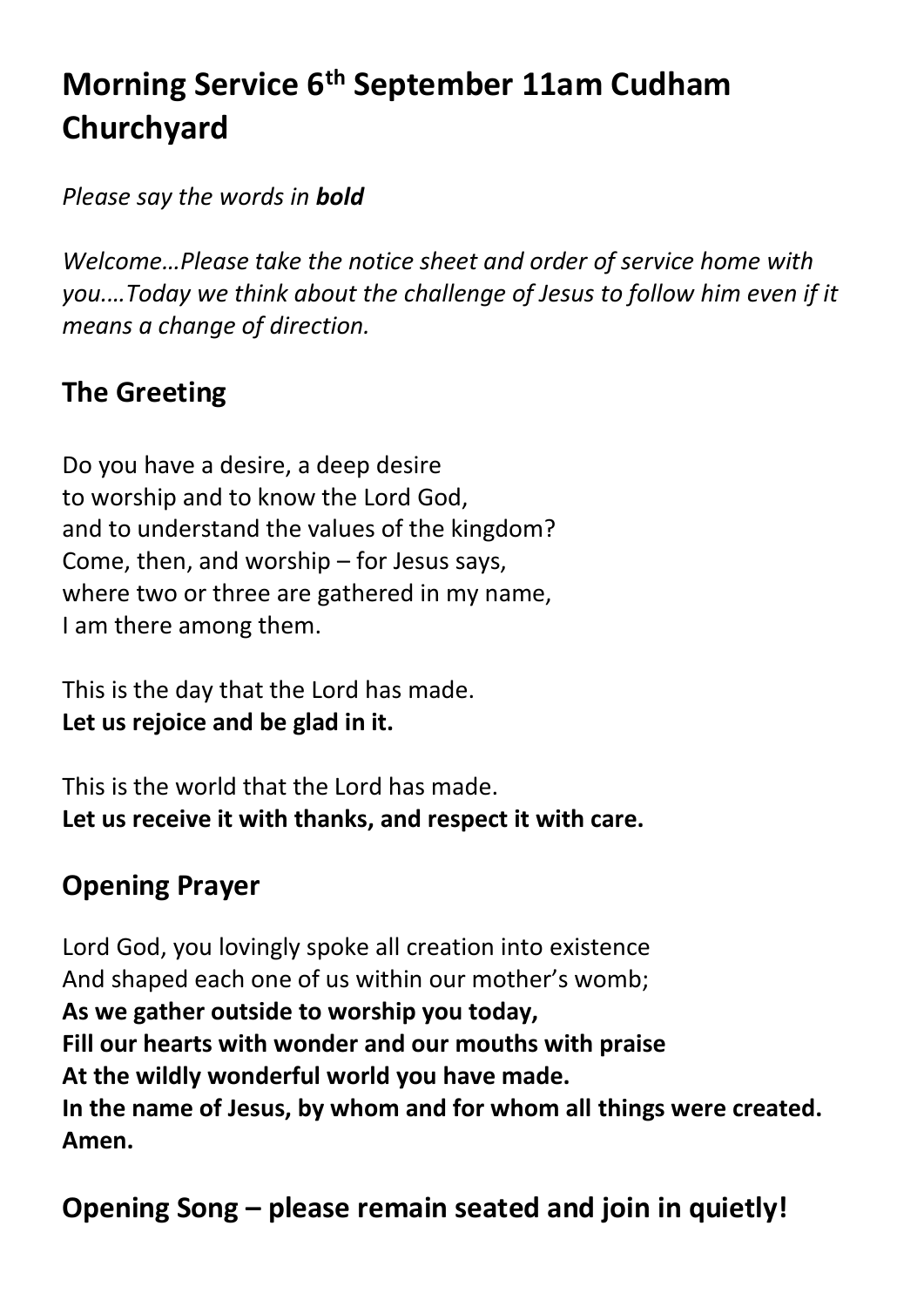# Morning Service 6th September 11am Cudham Churchyard

*Please say the words in **bold***

*Welcome…Please take the notice sheet and order of service home with you.…Today we think about the challenge of Jesus to follow him even if it means a change of direction.*

## The Greeting

Do you have a desire, a deep desire
to worship and to know the Lord God,
and to understand the values of the kingdom?
Come, then, and worship – for Jesus says,
where two or three are gathered in my name,
I am there among them.

This is the day that the Lord has made.
**Let us rejoice and be glad in it.**

This is the world that the Lord has made.
**Let us receive it with thanks, and respect it with care.**

## Opening Prayer

Lord God, you lovingly spoke all creation into existence
And shaped each one of us within our mother's womb;
**As we gather outside to worship you today,**
**Fill our hearts with wonder and our mouths with praise**
**At the wildly wonderful world you have made.**
**In the name of Jesus, by whom and for whom all things were created.**
**Amen.**

## Opening Song – please remain seated and join in quietly!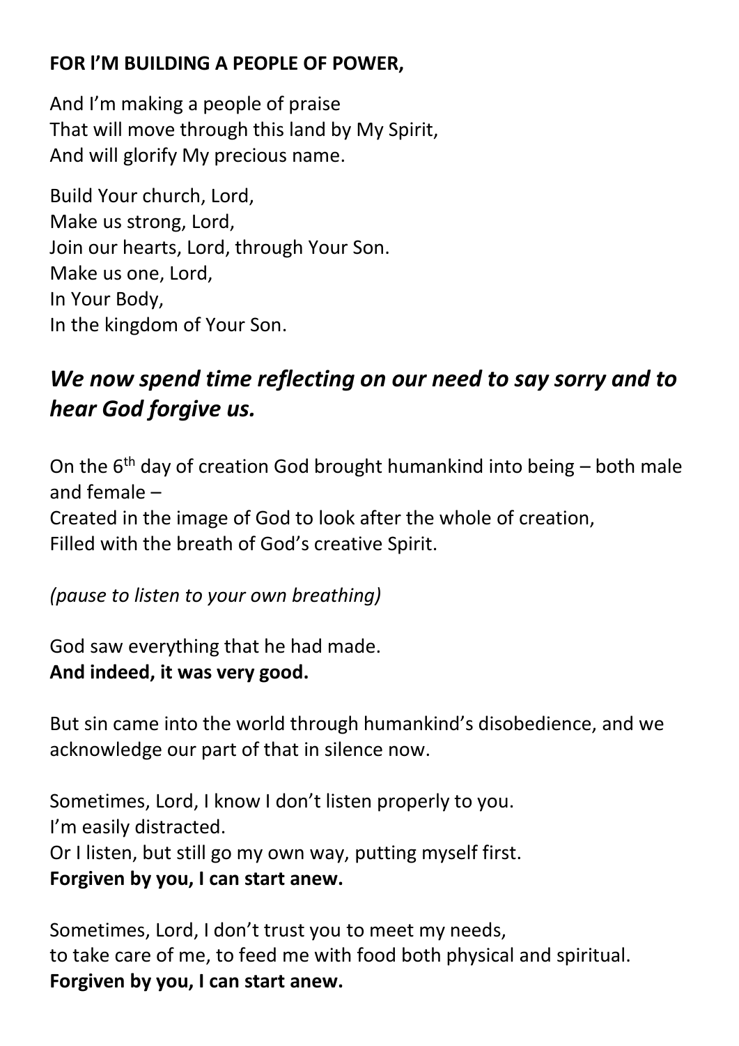**FOR I'M BUILDING A PEOPLE OF POWER,**

And I'm making a people of praise
That will move through this land by My Spirit,
And will glorify My precious name.

Build Your church, Lord,
Make us strong, Lord,
Join our hearts, Lord, through Your Son.
Make us one, Lord,
In Your Body,
In the kingdom of Your Son.

## *We now spend time reflecting on our need to say sorry and to hear God forgive us.*

On the 6th day of creation God brought humankind into being – both male and female –
Created in the image of God to look after the whole of creation,
Filled with the breath of God's creative Spirit.

*(pause to listen to your own breathing)*

God saw everything that he had made.
**And indeed, it was very good.**

But sin came into the world through humankind's disobedience, and we acknowledge our part of that in silence now.

Sometimes, Lord, I know I don't listen properly to you.
I'm easily distracted.
Or I listen, but still go my own way, putting myself first.
**Forgiven by you, I can start anew.**

Sometimes, Lord, I don't trust you to meet my needs,
to take care of me, to feed me with food both physical and spiritual.
**Forgiven by you, I can start anew.**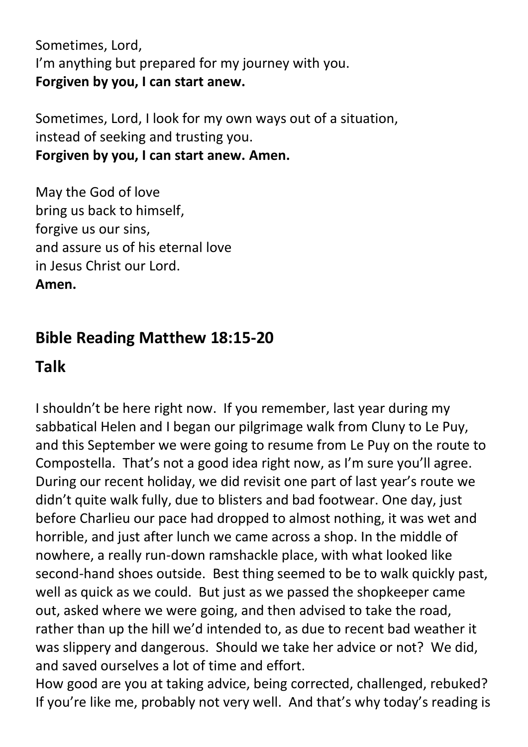Sometimes, Lord,
I'm anything but prepared for my journey with you.
**Forgiven by you, I can start anew.**

Sometimes, Lord, I look for my own ways out of a situation,
instead of seeking and trusting you.
**Forgiven by you, I can start anew. Amen.**

May the God of love
bring us back to himself,
forgive us our sins,
and assure us of his eternal love
in Jesus Christ our Lord.
**Amen.**

## Bible Reading Matthew 18:15-20

## Talk

I shouldn't be here right now. If you remember, last year during my sabbatical Helen and I began our pilgrimage walk from Cluny to Le Puy, and this September we were going to resume from Le Puy on the route to Compostella. That's not a good idea right now, as I'm sure you'll agree. During our recent holiday, we did revisit one part of last year's route we didn't quite walk fully, due to blisters and bad footwear. One day, just before Charlieu our pace had dropped to almost nothing, it was wet and horrible, and just after lunch we came across a shop. In the middle of nowhere, a really run-down ramshackle place, with what looked like second-hand shoes outside. Best thing seemed to be to walk quickly past, well as quick as we could. But just as we passed the shopkeeper came out, asked where we were going, and then advised to take the road, rather than up the hill we'd intended to, as due to recent bad weather it was slippery and dangerous. Should we take her advice or not? We did, and saved ourselves a lot of time and effort.
How good are you at taking advice, being corrected, challenged, rebuked? If you're like me, probably not very well. And that's why today's reading is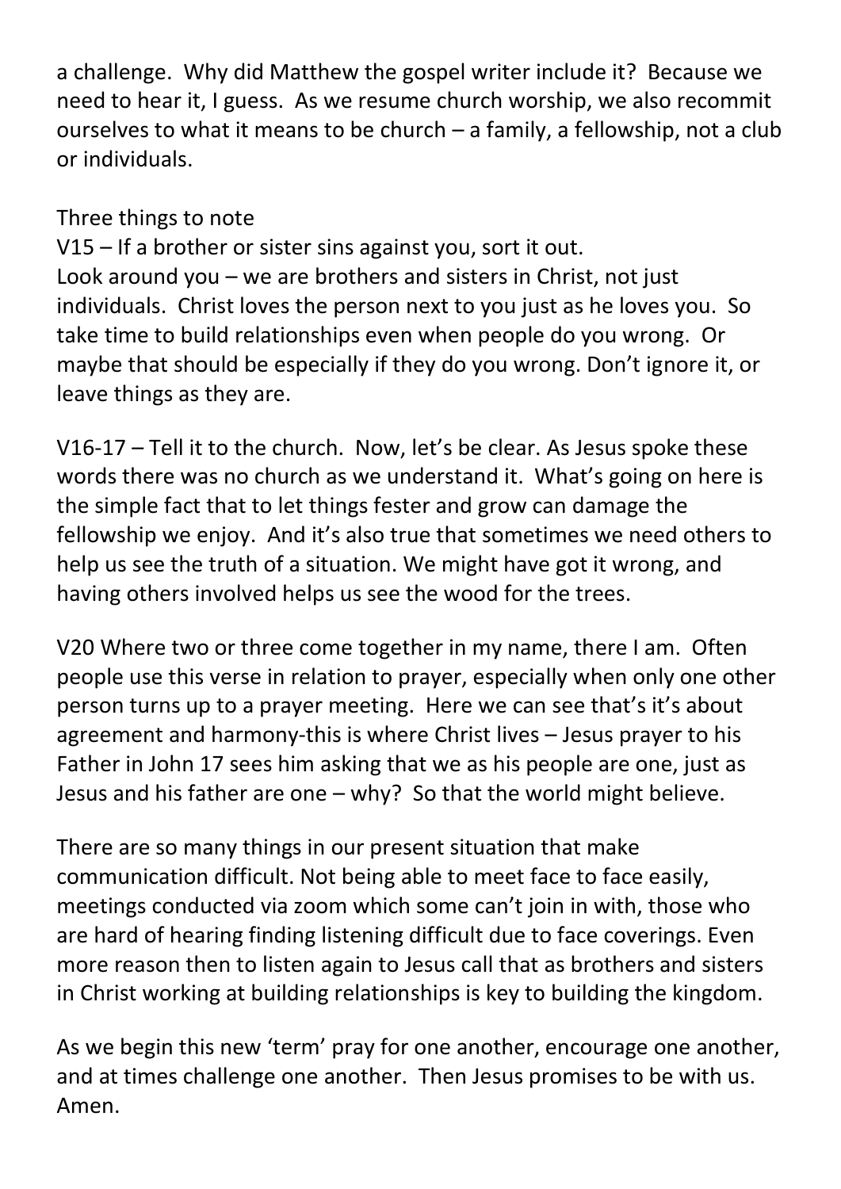a challenge. Why did Matthew the gospel writer include it? Because we need to hear it, I guess. As we resume church worship, we also recommit ourselves to what it means to be church – a family, a fellowship, not a club or individuals.

Three things to note
V15 – If a brother or sister sins against you, sort it out.
Look around you – we are brothers and sisters in Christ, not just individuals. Christ loves the person next to you just as he loves you. So take time to build relationships even when people do you wrong. Or maybe that should be especially if they do you wrong. Don't ignore it, or leave things as they are.

V16-17 – Tell it to the church. Now, let's be clear. As Jesus spoke these words there was no church as we understand it. What's going on here is the simple fact that to let things fester and grow can damage the fellowship we enjoy. And it's also true that sometimes we need others to help us see the truth of a situation. We might have got it wrong, and having others involved helps us see the wood for the trees.

V20 Where two or three come together in my name, there I am. Often people use this verse in relation to prayer, especially when only one other person turns up to a prayer meeting. Here we can see that's it's about agreement and harmony-this is where Christ lives – Jesus prayer to his Father in John 17 sees him asking that we as his people are one, just as Jesus and his father are one – why? So that the world might believe.

There are so many things in our present situation that make communication difficult. Not being able to meet face to face easily, meetings conducted via zoom which some can't join in with, those who are hard of hearing finding listening difficult due to face coverings. Even more reason then to listen again to Jesus call that as brothers and sisters in Christ working at building relationships is key to building the kingdom.

As we begin this new 'term' pray for one another, encourage one another, and at times challenge one another. Then Jesus promises to be with us. Amen.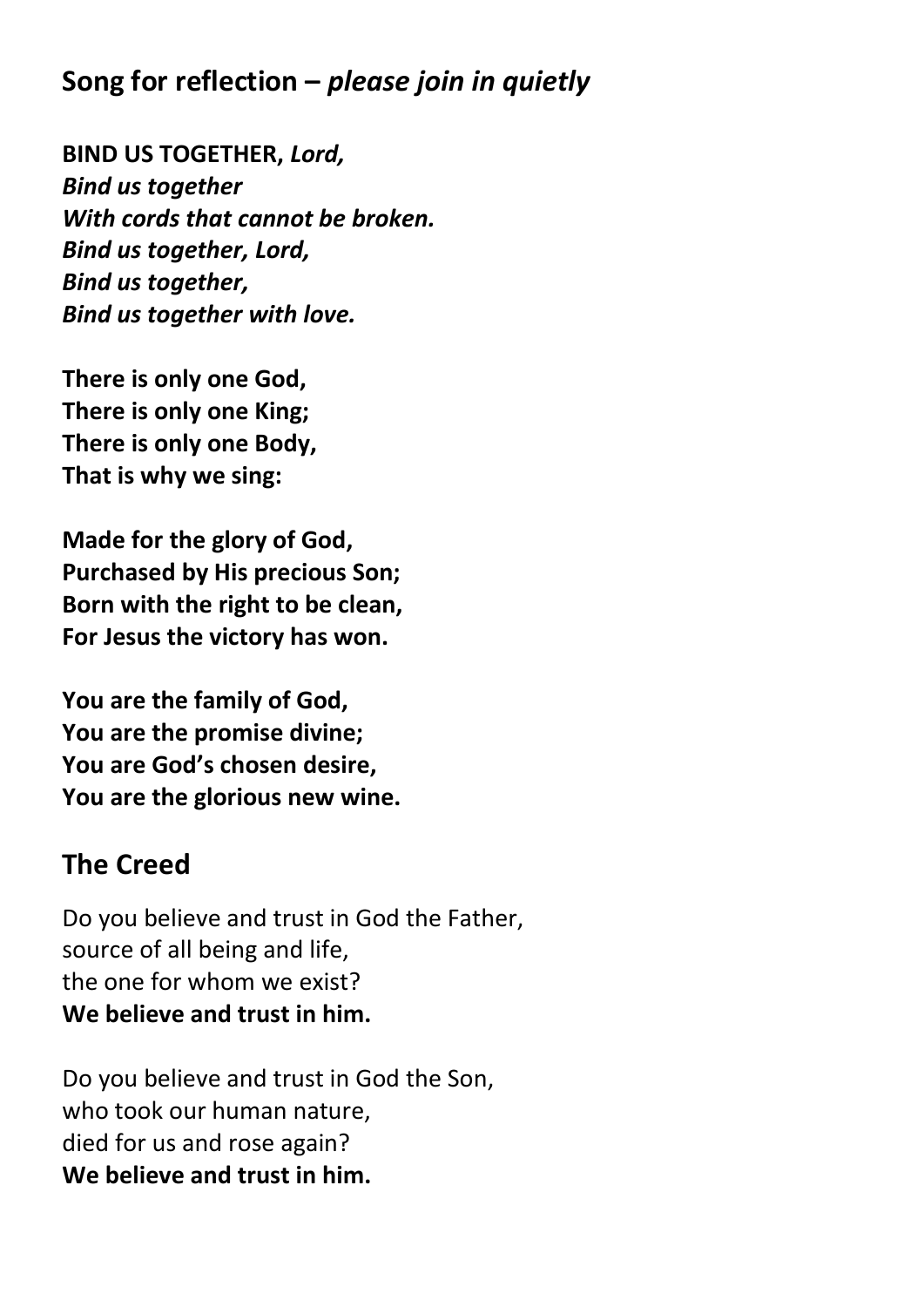## Song for reflection – *please join in quietly*

**BIND US TOGETHER,** ***Lord,***
***Bind us together***
***With cords that cannot be broken.***
***Bind us together, Lord,***
***Bind us together,***
***Bind us together with love.***

**There is only one God,**
**There is only one King;**
**There is only one Body,**
**That is why we sing:**

**Made for the glory of God,**
**Purchased by His precious Son;**
**Born with the right to be clean,**
**For Jesus the victory has won.**

**You are the family of God,**
**You are the promise divine;**
**You are God's chosen desire,**
**You are the glorious new wine.**

## The Creed

Do you believe and trust in God the Father,
source of all being and life,
the one for whom we exist?
**We believe and trust in him.**

Do you believe and trust in God the Son,
who took our human nature,
died for us and rose again?
**We believe and trust in him.**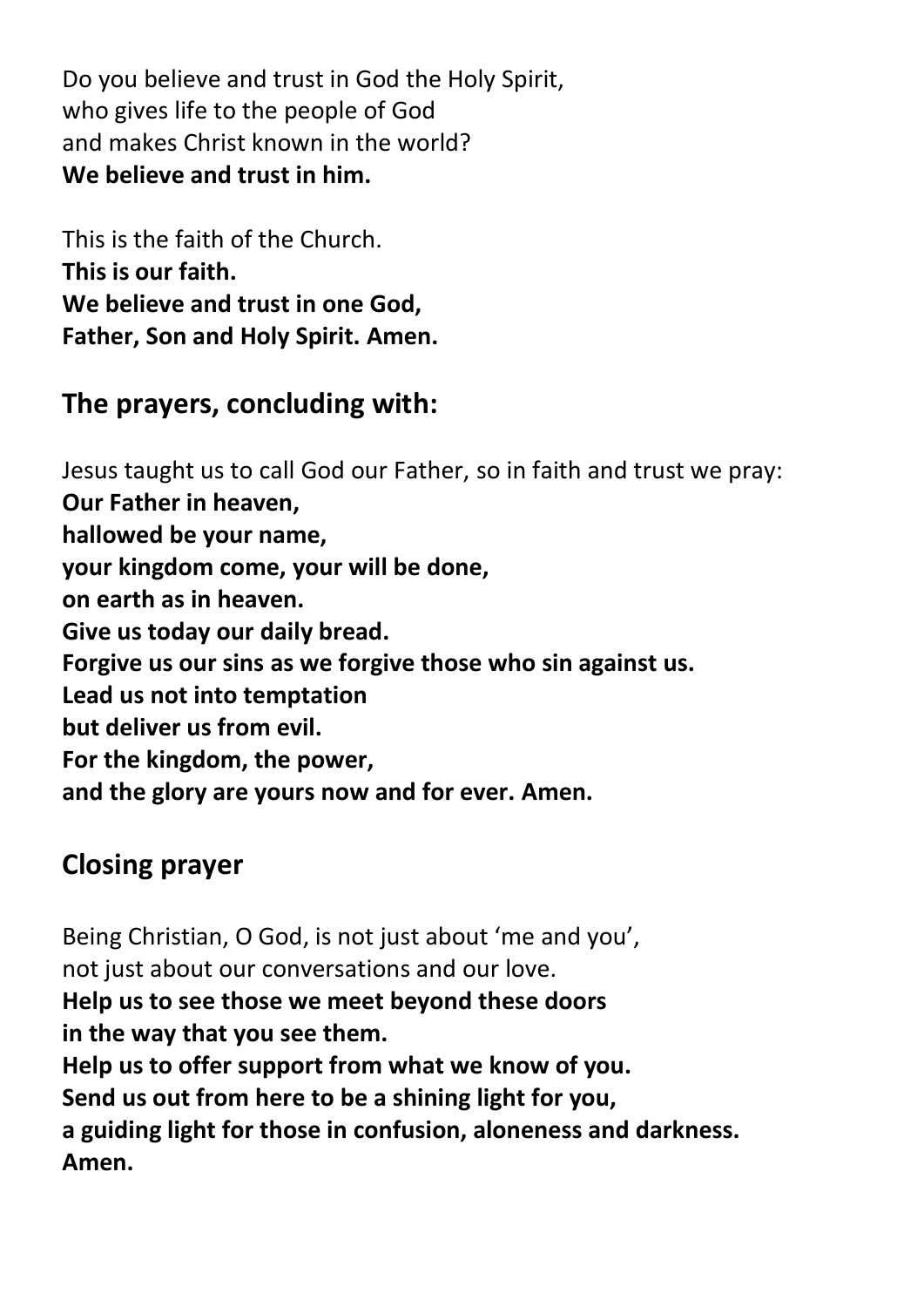Do you believe and trust in God the Holy Spirit,
who gives life to the people of God
and makes Christ known in the world?
**We believe and trust in him.**

This is the faith of the Church.
**This is our faith.**
**We believe and trust in one God,**
**Father, Son and Holy Spirit. Amen.**

## The prayers, concluding with:

Jesus taught us to call God our Father, so in faith and trust we pray:
**Our Father in heaven,**
**hallowed be your name,**
**your kingdom come, your will be done,**
**on earth as in heaven.**
**Give us today our daily bread.**
**Forgive us our sins as we forgive those who sin against us.**
**Lead us not into temptation**
**but deliver us from evil.**
**For the kingdom, the power,**
**and the glory are yours now and for ever. Amen.**

## Closing prayer

Being Christian, O God, is not just about 'me and you',
not just about our conversations and our love.
**Help us to see those we meet beyond these doors**
**in the way that you see them.**
**Help us to offer support from what we know of you.**
**Send us out from here to be a shining light for you,**
**a guiding light for those in confusion, aloneness and darkness.**
**Amen.**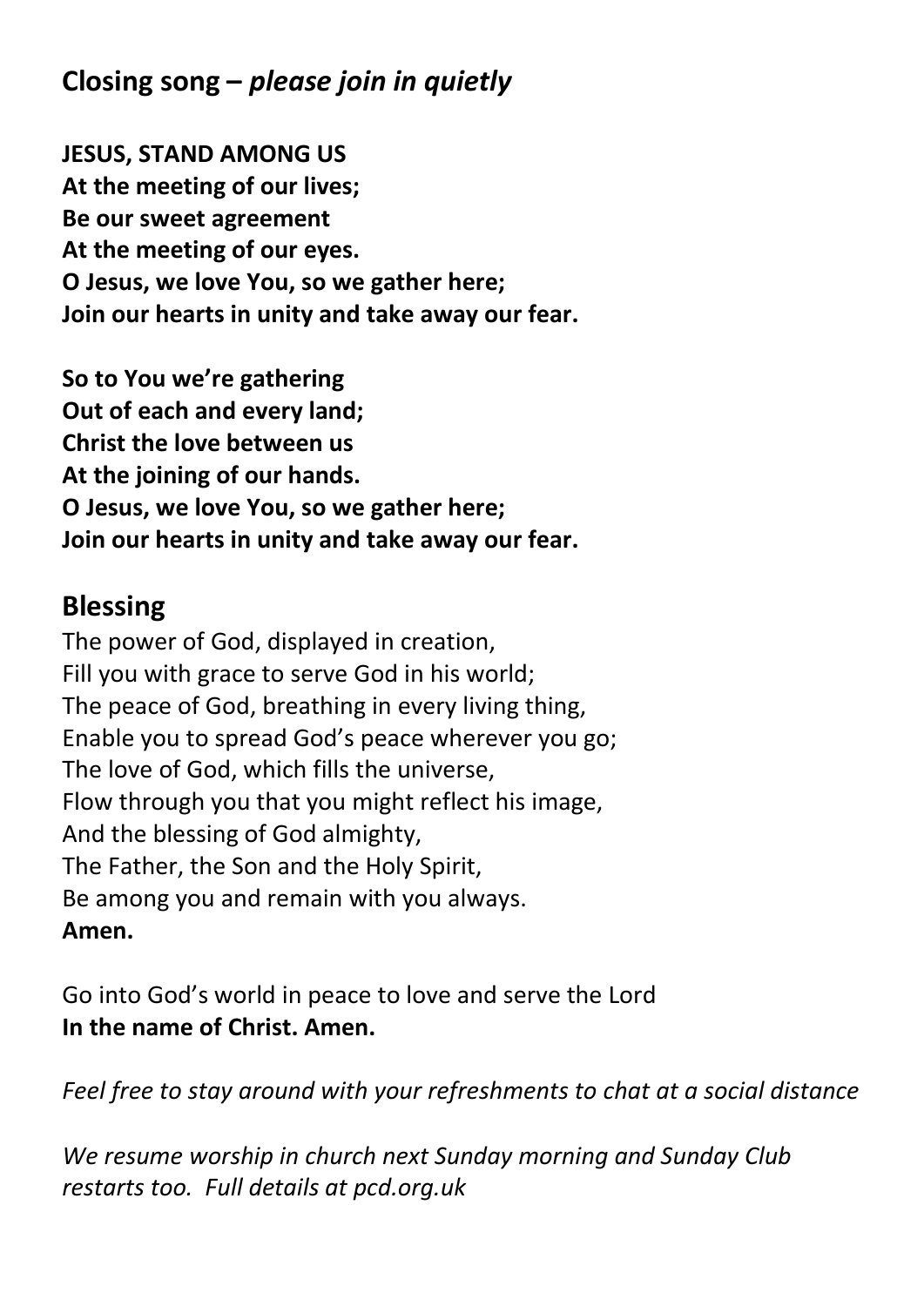## Closing song – *please join in quietly*

**JESUS, STAND AMONG US**
**At the meeting of our lives;**
**Be our sweet agreement**
**At the meeting of our eyes.**
**O Jesus, we love You, so we gather here;**
**Join our hearts in unity and take away our fear.**

**So to You we're gathering**
**Out of each and every land;**
**Christ the love between us**
**At the joining of our hands.**
**O Jesus, we love You, so we gather here;**
**Join our hearts in unity and take away our fear.**

## Blessing

The power of God, displayed in creation,
Fill you with grace to serve God in his world;
The peace of God, breathing in every living thing,
Enable you to spread God's peace wherever you go;
The love of God, which fills the universe,
Flow through you that you might reflect his image,
And the blessing of God almighty,
The Father, the Son and the Holy Spirit,
Be among you and remain with you always.
**Amen.**

Go into God's world in peace to love and serve the Lord
**In the name of Christ. Amen.**

*Feel free to stay around with your refreshments to chat at a social distance*

*We resume worship in church next Sunday morning and Sunday Club restarts too. Full details at pcd.org.uk*